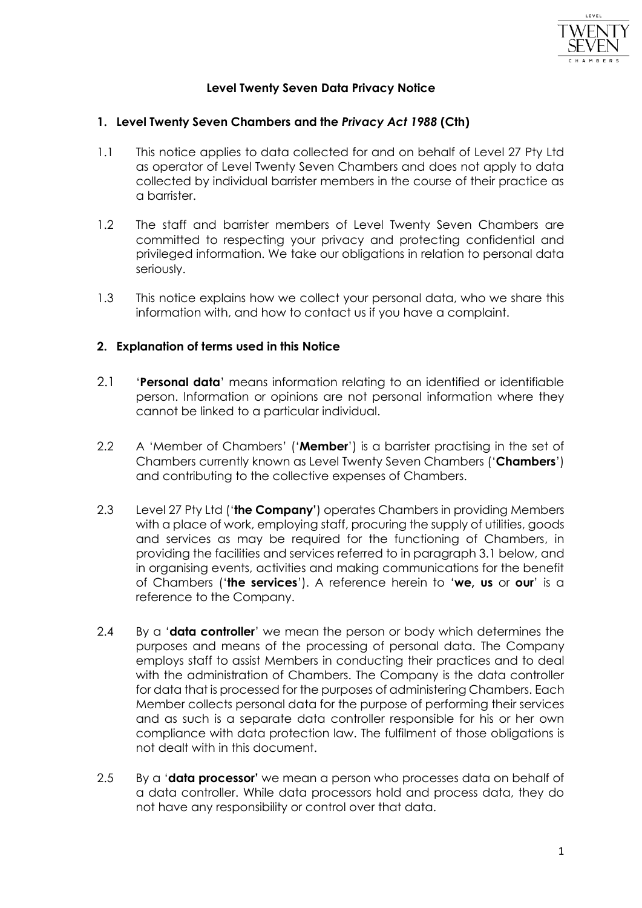# Level Twenty Seven Data Privacy Notice

## 1. Level Twenty Seven Chambers and the *Privacy Act 1988* (Cth)

1.1 This notice applies to data collected for and on behalf of Level 27 Pty Ltd as operator of Level Twenty Seven Chambers and does not apply to data collected by individual barrister members in the course of their practice as a barrister.

1.2 The staff and barrister members of Level Twenty Seven Chambers are committed to respecting your privacy and protecting confidential and privileged information. We take our obligations in relation to personal data seriously.

1.3 This notice explains how we collect your personal data, who we share this information with, and how to contact us if you have a complaint.

## 2. Explanation of terms used in this Notice

2.1 '**Personal data**' means information relating to an identified or identifiable person. Information or opinions are not personal information where they cannot be linked to a particular individual.

2.2 A 'Member of Chambers' ('**Member**') is a barrister practising in the set of Chambers currently known as Level Twenty Seven Chambers ('**Chambers**') and contributing to the collective expenses of Chambers.

2.3 Level 27 Pty Ltd ('**the Company'**) operates Chambers in providing Members with a place of work, employing staff, procuring the supply of utilities, goods and services as may be required for the functioning of Chambers, in providing the facilities and services referred to in paragraph 3.1 below, and in organising events, activities and making communications for the benefit of Chambers ('**the services**'). A reference herein to '**we, us** or **our**' is a reference to the Company.

2.4 By a '**data controller**' we mean the person or body which determines the purposes and means of the processing of personal data. The Company employs staff to assist Members in conducting their practices and to deal with the administration of Chambers. The Company is the data controller for data that is processed for the purposes of administering Chambers. Each Member collects personal data for the purpose of performing their services and as such is a separate data controller responsible for his or her own compliance with data protection law. The fulfilment of those obligations is not dealt with in this document.

2.5 By a '**data processor'** we mean a person who processes data on behalf of a data controller. While data processors hold and process data, they do not have any responsibility or control over that data.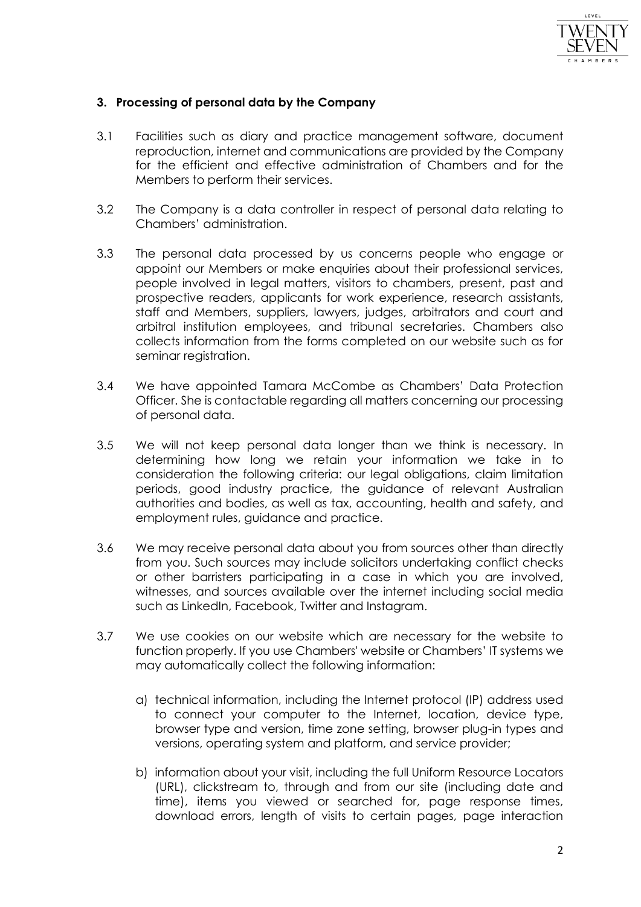### 3. Processing of personal data by the Company

3.1 Facilities such as diary and practice management software, document reproduction, internet and communications are provided by the Company for the efficient and effective administration of Chambers and for the Members to perform their services.

3.2 The Company is a data controller in respect of personal data relating to Chambers' administration.

3.3 The personal data processed by us concerns people who engage or appoint our Members or make enquiries about their professional services, people involved in legal matters, visitors to chambers, present, past and prospective readers, applicants for work experience, research assistants, staff and Members, suppliers, lawyers, judges, arbitrators and court and arbitral institution employees, and tribunal secretaries. Chambers also collects information from the forms completed on our website such as for seminar registration.

3.4 We have appointed Tamara McCombe as Chambers' Data Protection Officer. She is contactable regarding all matters concerning our processing of personal data.

3.5 We will not keep personal data longer than we think is necessary. In determining how long we retain your information we take in to consideration the following criteria: our legal obligations, claim limitation periods, good industry practice, the guidance of relevant Australian authorities and bodies, as well as tax, accounting, health and safety, and employment rules, guidance and practice.

3.6 We may receive personal data about you from sources other than directly from you. Such sources may include solicitors undertaking conflict checks or other barristers participating in a case in which you are involved, witnesses, and sources available over the internet including social media such as LinkedIn, Facebook, Twitter and Instagram.

3.7 We use cookies on our website which are necessary for the website to function properly. If you use Chambers' website or Chambers' IT systems we may automatically collect the following information:

a) technical information, including the Internet protocol (IP) address used to connect your computer to the Internet, location, device type, browser type and version, time zone setting, browser plug-in types and versions, operating system and platform, and service provider;

b) information about your visit, including the full Uniform Resource Locators (URL), clickstream to, through and from our site (including date and time), items you viewed or searched for, page response times, download errors, length of visits to certain pages, page interaction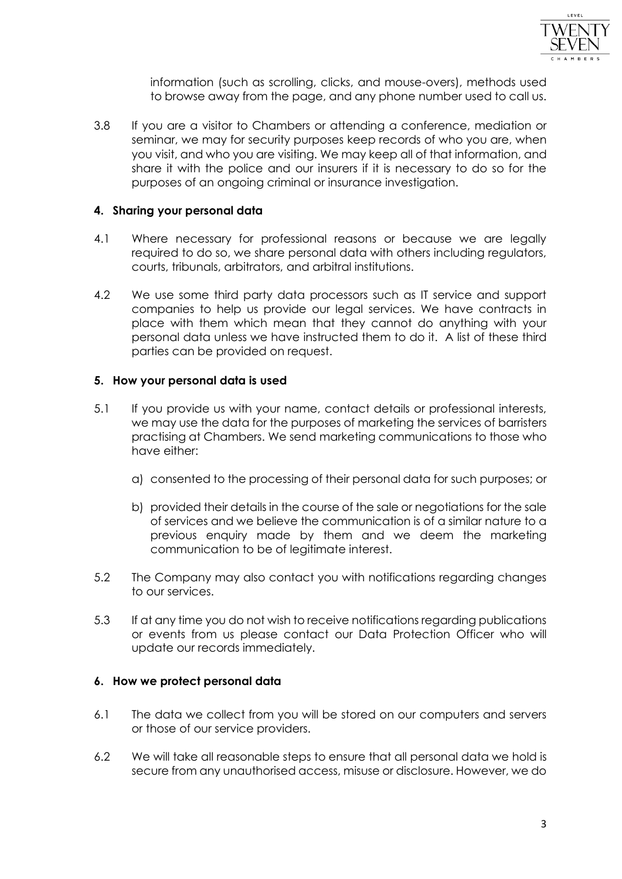information (such as scrolling, clicks, and mouse-overs), methods used to browse away from the page, and any phone number used to call us.

3.8 If you are a visitor to Chambers or attending a conference, mediation or seminar, we may for security purposes keep records of who you are, when you visit, and who you are visiting. We may keep all of that information, and share it with the police and our insurers if it is necessary to do so for the purposes of an ongoing criminal or insurance investigation.

## 4. Sharing your personal data

4.1 Where necessary for professional reasons or because we are legally required to do so, we share personal data with others including regulators, courts, tribunals, arbitrators, and arbitral institutions.

4.2 We use some third party data processors such as IT service and support companies to help us provide our legal services. We have contracts in place with them which mean that they cannot do anything with your personal data unless we have instructed them to do it. A list of these third parties can be provided on request.

## 5. How your personal data is used

5.1 If you provide us with your name, contact details or professional interests, we may use the data for the purposes of marketing the services of barristers practising at Chambers. We send marketing communications to those who have either:

a) consented to the processing of their personal data for such purposes; or

b) provided their details in the course of the sale or negotiations for the sale of services and we believe the communication is of a similar nature to a previous enquiry made by them and we deem the marketing communication to be of legitimate interest.

5.2 The Company may also contact you with notifications regarding changes to our services.

5.3 If at any time you do not wish to receive notifications regarding publications or events from us please contact our Data Protection Officer who will update our records immediately.

## 6. How we protect personal data

6.1 The data we collect from you will be stored on our computers and servers or those of our service providers.

6.2 We will take all reasonable steps to ensure that all personal data we hold is secure from any unauthorised access, misuse or disclosure. However, we do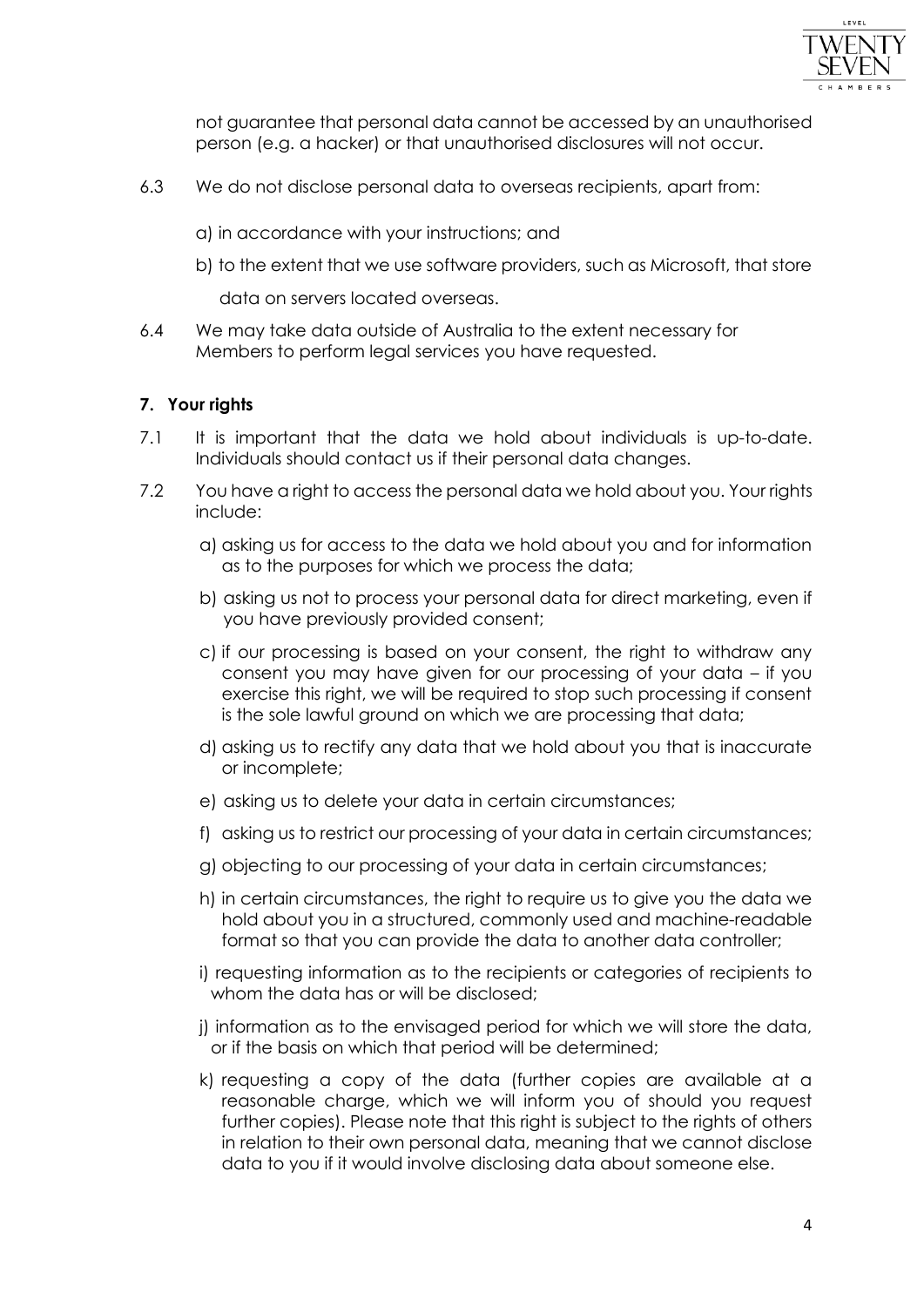not guarantee that personal data cannot be accessed by an unauthorised person (e.g. a hacker) or that unauthorised disclosures will not occur.

6.3 We do not disclose personal data to overseas recipients, apart from:

a) in accordance with your instructions; and

b) to the extent that we use software providers, such as Microsoft, that store data on servers located overseas.

6.4 We may take data outside of Australia to the extent necessary for Members to perform legal services you have requested.

## 7. Your rights

7.1 It is important that the data we hold about individuals is up-to-date. Individuals should contact us if their personal data changes.

7.2 You have a right to access the personal data we hold about you. Your rights include:

a) asking us for access to the data we hold about you and for information as to the purposes for which we process the data;

b) asking us not to process your personal data for direct marketing, even if you have previously provided consent;

c) if our processing is based on your consent, the right to withdraw any consent you may have given for our processing of your data – if you exercise this right, we will be required to stop such processing if consent is the sole lawful ground on which we are processing that data;

d) asking us to rectify any data that we hold about you that is inaccurate or incomplete;

e) asking us to delete your data in certain circumstances;

f) asking us to restrict our processing of your data in certain circumstances;

g) objecting to our processing of your data in certain circumstances;

h) in certain circumstances, the right to require us to give you the data we hold about you in a structured, commonly used and machine-readable format so that you can provide the data to another data controller;

i) requesting information as to the recipients or categories of recipients to whom the data has or will be disclosed;

j) information as to the envisaged period for which we will store the data, or if the basis on which that period will be determined;

k) requesting a copy of the data (further copies are available at a reasonable charge, which we will inform you of should you request further copies). Please note that this right is subject to the rights of others in relation to their own personal data, meaning that we cannot disclose data to you if it would involve disclosing data about someone else.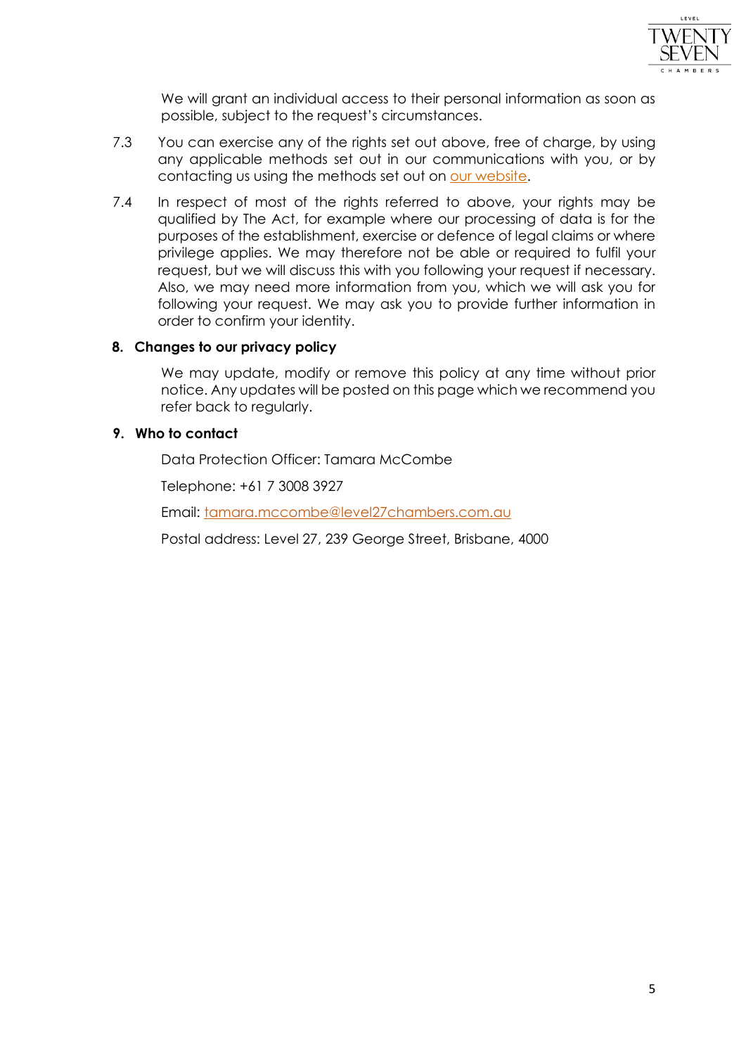We will grant an individual access to their personal information as soon as possible, subject to the request's circumstances.

7.3 You can exercise any of the rights set out above, free of charge, by using any applicable methods set out in our communications with you, or by contacting us using the methods set out on [our website](our website).

7.4 In respect of most of the rights referred to above, your rights may be qualified by The Act, for example where our processing of data is for the purposes of the establishment, exercise or defence of legal claims or where privilege applies. We may therefore not be able or required to fulfil your request, but we will discuss this with you following your request if necessary. Also, we may need more information from you, which we will ask you for following your request. We may ask you to provide further information in order to confirm your identity.

## 8. Changes to our privacy policy

We may update, modify or remove this policy at any time without prior notice. Any updates will be posted on this page which we recommend you refer back to regularly.

## 9. Who to contact

Data Protection Officer: Tamara McCombe

Telephone: +61 7 3008 3927

Email: tamara.mccombe@level27chambers.com.au

Postal address: Level 27, 239 George Street, Brisbane, 4000